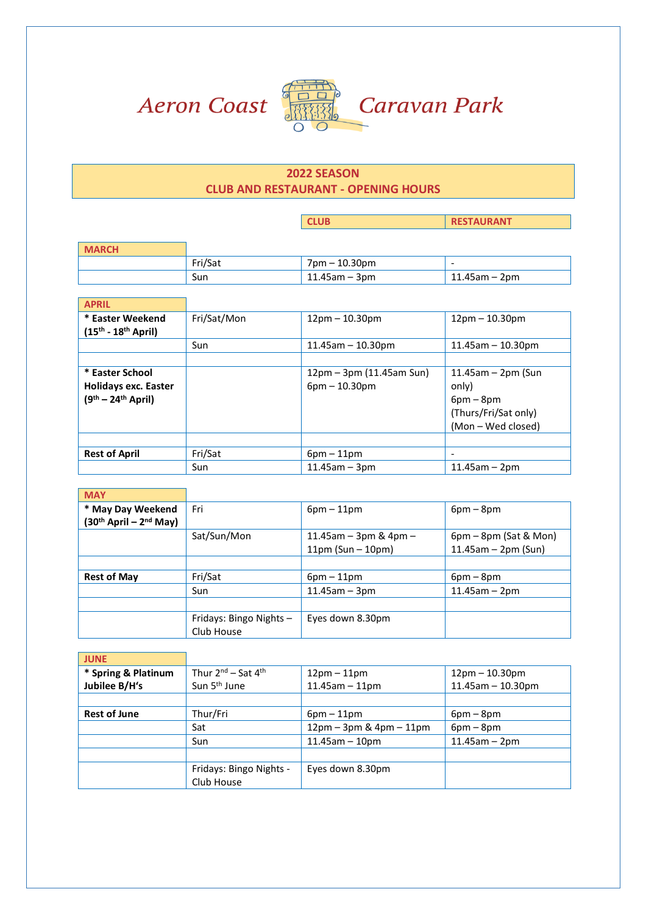# Aeron Coast Caravan Park

## 2022 SEASON
## CLUB AND RESTAURANT - OPENING HOURS

| | | CLUB | RESTAURANT |
|---|---|---|---|
| **MARCH** | | | |
| | Fri/Sat | 7pm – 10.30pm | - |
| | Sun | 11.45am – 3pm | 11.45am – 2pm |
| **APRIL** | | | |
| **\* Easter Weekend (15th - 18th April)** | Fri/Sat/Mon | 12pm – 10.30pm | 12pm – 10.30pm |
| | Sun | 11.45am – 10.30pm | 11.45am – 10.30pm |
| | | | |
| **\* Easter School Holidays exc. Easter (9th – 24th April)** | | 12pm – 3pm (11.45am Sun) 6pm – 10.30pm | 11.45am – 2pm (Sun only) 6pm – 8pm (Thurs/Fri/Sat only) (Mon – Wed closed) |
| | | | |
| **Rest of April** | Fri/Sat | 6pm – 11pm | - |
| | Sun | 11.45am – 3pm | 11.45am – 2pm |
| **MAY** | | | |
| **\* May Day Weekend (30th April – 2nd May)** | Fri | 6pm – 11pm | 6pm – 8pm |
| | Sat/Sun/Mon | 11.45am – 3pm & 4pm – 11pm (Sun – 10pm) | 6pm – 8pm (Sat & Mon) 11.45am – 2pm (Sun) |
| | | | |
| **Rest of May** | Fri/Sat | 6pm – 11pm | 6pm – 8pm |
| | Sun | 11.45am – 3pm | 11.45am – 2pm |
| | | | |
| | Fridays: Bingo Nights – Club House | Eyes down 8.30pm | |
| **JUNE** | | | |
| **\* Spring & Platinum Jubilee B/H's** | Thur 2nd – Sat 4th<br>Sun 5th June | 12pm – 11pm<br>11.45am – 11pm | 12pm – 10.30pm<br>11.45am – 10.30pm |
| | | | |
| **Rest of June** | Thur/Fri | 6pm – 11pm | 6pm – 8pm |
| | Sat | 12pm – 3pm & 4pm – 11pm | 6pm – 8pm |
| | Sun | 11.45am – 10pm | 11.45am – 2pm |
| | | | |
| | Fridays: Bingo Nights - Club House | Eyes down 8.30pm | |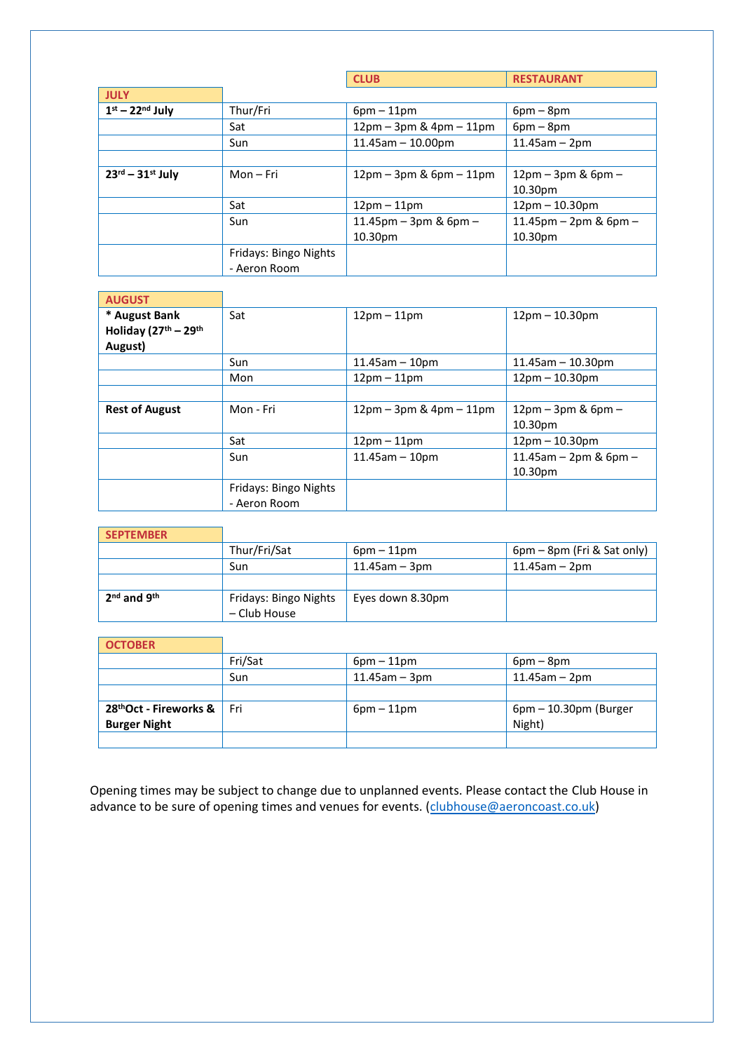| | | CLUB | RESTAURANT |
|---|---|---|---|
| **JULY** | | | |
| **1st – 22nd July** | Thur/Fri | 6pm – 11pm | 6pm – 8pm |
| | Sat | 12pm – 3pm & 4pm – 11pm | 6pm – 8pm |
| | Sun | 11.45am – 10.00pm | 11.45am – 2pm |
| | | | |
| **23rd – 31st July** | Mon – Fri | 12pm – 3pm & 6pm – 11pm | 12pm – 3pm & 6pm – 10.30pm |
| | Sat | 12pm – 11pm | 12pm – 10.30pm |
| | Sun | 11.45pm – 3pm & 6pm – 10.30pm | 11.45pm – 2pm & 6pm – 10.30pm |
| | Fridays: Bingo Nights - Aeron Room | | |

| | | CLUB | RESTAURANT |
|---|---|---|---|
| **AUGUST** | | | |
| **\* August Bank Holiday (27th – 29th August)** | Sat | 12pm – 11pm | 12pm – 10.30pm |
| | Sun | 11.45am – 10pm | 11.45am – 10.30pm |
| | Mon | 12pm – 11pm | 12pm – 10.30pm |
| | | | |
| **Rest of August** | Mon - Fri | 12pm – 3pm & 4pm – 11pm | 12pm – 3pm & 6pm – 10.30pm |
| | Sat | 12pm – 11pm | 12pm – 10.30pm |
| | Sun | 11.45am – 10pm | 11.45am – 2pm & 6pm – 10.30pm |
| | Fridays: Bingo Nights - Aeron Room | | |

| | | CLUB | RESTAURANT |
|---|---|---|---|
| **SEPTEMBER** | | | |
| | Thur/Fri/Sat | 6pm – 11pm | 6pm – 8pm (Fri & Sat only) |
| | Sun | 11.45am – 3pm | 11.45am – 2pm |
| | | | |
| **2nd and 9th** | Fridays: Bingo Nights – Club House | Eyes down 8.30pm | |

| | | CLUB | RESTAURANT |
|---|---|---|---|
| **OCTOBER** | | | |
| | Fri/Sat | 6pm – 11pm | 6pm – 8pm |
| | Sun | 11.45am – 3pm | 11.45am – 2pm |
| | | | |
| **28thOct - Fireworks & Burger Night** | Fri | 6pm – 11pm | 6pm – 10.30pm (Burger Night) |
| | | | |

Opening times may be subject to change due to unplanned events. Please contact the Club House in advance to be sure of opening times and venues for events. (clubhouse@aeroncoast.co.uk)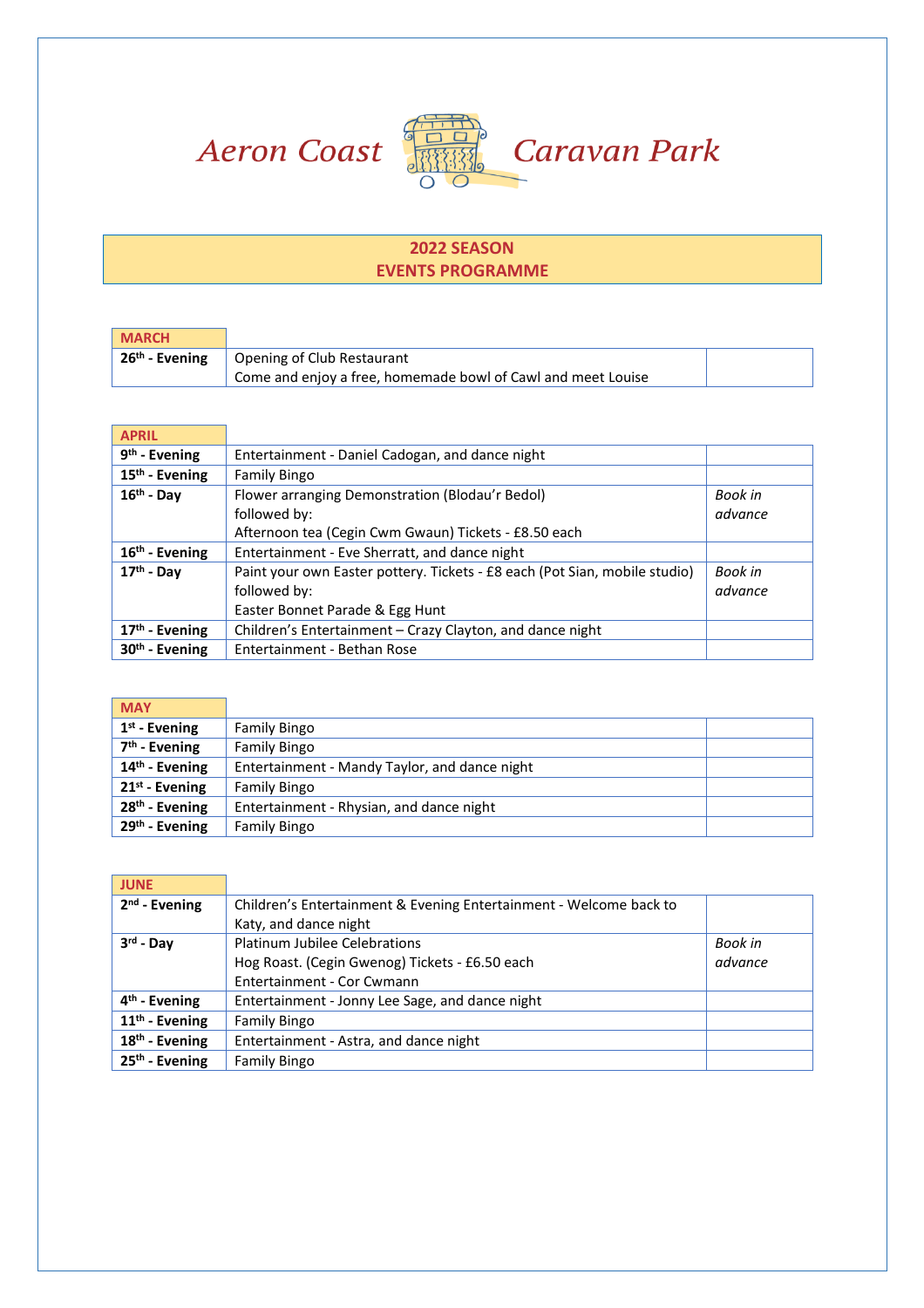# Aeron Coast Caravan Park

## 2022 SEASON
## EVENTS PROGRAMME

| MARCH | | |
|---|---|---|
| **26th - Evening** | Opening of Club Restaurant<br>Come and enjoy a free, homemade bowl of Cawl and meet Louise | |

| APRIL | | |
|---|---|---|
| **9th - Evening** | Entertainment - Daniel Cadogan, and dance night | |
| **15th - Evening** | Family Bingo | |
| **16th - Day** | Flower arranging Demonstration (Blodau'r Bedol)<br>followed by:<br>Afternoon tea (Cegin Cwm Gwaun) Tickets - £8.50 each | *Book in advance* |
| **16th - Evening** | Entertainment - Eve Sherratt, and dance night | |
| **17th - Day** | Paint your own Easter pottery. Tickets - £8 each (Pot Sian, mobile studio)<br>followed by:<br>Easter Bonnet Parade & Egg Hunt | *Book in advance* |
| **17th - Evening** | Children's Entertainment – Crazy Clayton, and dance night | |
| **30th - Evening** | Entertainment - Bethan Rose | |

| MAY | | |
|---|---|---|
| **1st - Evening** | Family Bingo | |
| **7th - Evening** | Family Bingo | |
| **14th - Evening** | Entertainment - Mandy Taylor, and dance night | |
| **21st - Evening** | Family Bingo | |
| **28th - Evening** | Entertainment - Rhysian, and dance night | |
| **29th - Evening** | Family Bingo | |

| JUNE | | |
|---|---|---|
| **2nd - Evening** | Children's Entertainment & Evening Entertainment - Welcome back to Katy, and dance night | |
| **3rd - Day** | Platinum Jubilee Celebrations<br>Hog Roast. (Cegin Gwenog) Tickets - £6.50 each<br>Entertainment - Cor Cwmann | *Book in advance* |
| **4th - Evening** | Entertainment - Jonny Lee Sage, and dance night | |
| **11th - Evening** | Family Bingo | |
| **18th - Evening** | Entertainment - Astra, and dance night | |
| **25th - Evening** | Family Bingo | |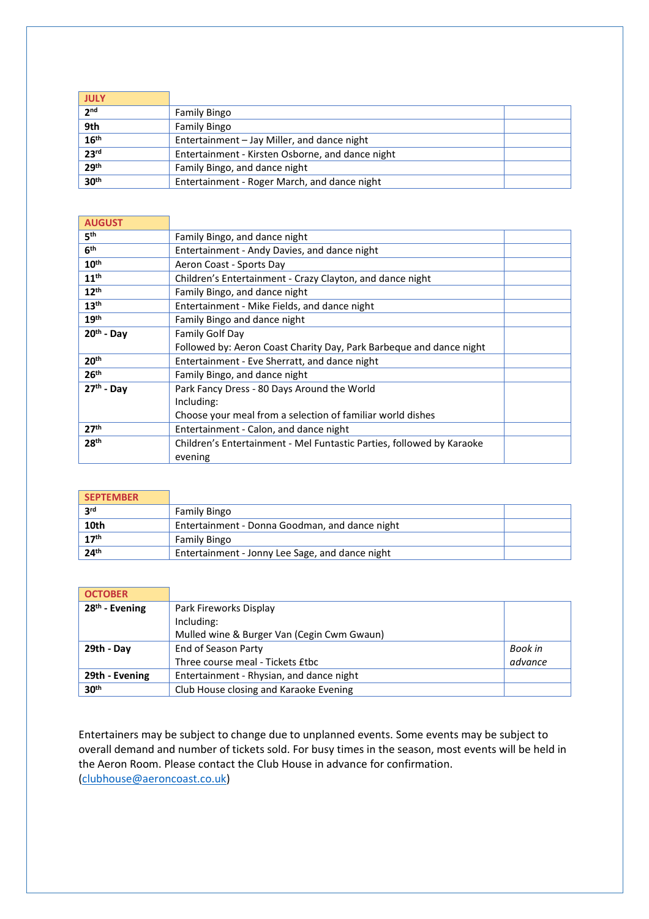| JULY | | |
|---|---|---|
| 2nd | Family Bingo | |
| 9th | Family Bingo | |
| 16th | Entertainment – Jay Miller, and dance night | |
| 23rd | Entertainment - Kirsten Osborne, and dance night | |
| 29th | Family Bingo, and dance night | |
| 30th | Entertainment - Roger March, and dance night | |

| AUGUST | | |
|---|---|---|
| 5th | Family Bingo, and dance night | |
| 6th | Entertainment - Andy Davies, and dance night | |
| 10th | Aeron Coast - Sports Day | |
| 11th | Children's Entertainment - Crazy Clayton, and dance night | |
| 12th | Family Bingo, and dance night | |
| 13th | Entertainment - Mike Fields, and dance night | |
| 19th | Family Bingo and dance night | |
| 20th - Day | Family Golf Day<br>Followed by: Aeron Coast Charity Day, Park Barbeque and dance night | |
| 20th | Entertainment - Eve Sherratt, and dance night | |
| 26th | Family Bingo, and dance night | |
| 27th - Day | Park Fancy Dress - 80 Days Around the World<br>Including:<br>Choose your meal from a selection of familiar world dishes | |
| 27th | Entertainment - Calon, and dance night | |
| 28th | Children's Entertainment - Mel Funtastic Parties, followed by Karaoke evening | |

| SEPTEMBER | | |
|---|---|---|
| 3rd | Family Bingo | |
| 10th | Entertainment - Donna Goodman, and dance night | |
| 17th | Family Bingo | |
| 24th | Entertainment - Jonny Lee Sage, and dance night | |

| OCTOBER | | |
|---|---|---|
| 28th - Evening | Park Fireworks Display<br>Including:<br>Mulled wine & Burger Van (Cegin Cwm Gwaun) | |
| 29th - Day | End of Season Party<br>Three course meal - Tickets £tbc | *Book in advance* |
| 29th - Evening | Entertainment - Rhysian, and dance night | |
| 30th | Club House closing and Karaoke Evening | |

Entertainers may be subject to change due to unplanned events. Some events may be subject to overall demand and number of tickets sold. For busy times in the season, most events will be held in the Aeron Room. Please contact the Club House in advance for confirmation. (clubhouse@aeroncoast.co.uk)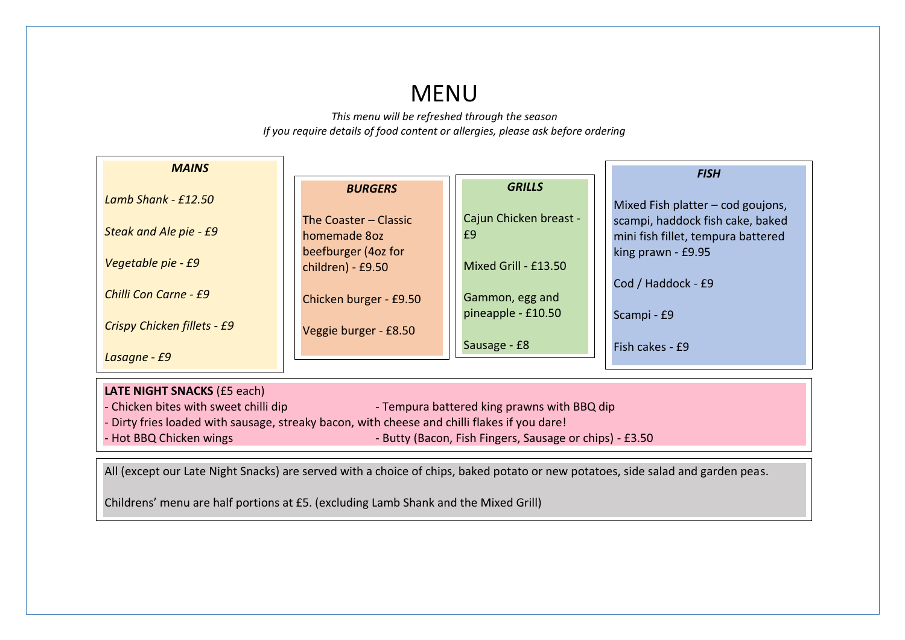# MENU

*This menu will be refreshed through the season*
*If you require details of food content or allergies, please ask before ordering*

### *MAINS*

*Lamb Shank - £12.50*

*Steak and Ale pie - £9*

*Vegetable pie - £9*

*Chilli Con Carne - £9*

*Crispy Chicken fillets - £9*

*Lasagne - £9*

### *BURGERS*

The Coaster – Classic homemade 8oz beefburger (4oz for children) - £9.50

Chicken burger - £9.50

Veggie burger - £8.50

### *GRILLS*

Cajun Chicken breast - £9

Mixed Grill - £13.50

Gammon, egg and pineapple - £10.50

Sausage - £8

### *FISH*

Mixed Fish platter – cod goujons, scampi, haddock fish cake, baked mini fish fillet, tempura battered king prawn - £9.95

Cod / Haddock - £9

Scampi - £9

Fish cakes - £9

**LATE NIGHT SNACKS** (£5 each)

- Chicken bites with sweet chilli dip
- Tempura battered king prawns with BBQ dip
- Dirty fries loaded with sausage, streaky bacon, with cheese and chilli flakes if you dare!
- Hot BBQ Chicken wings
- Butty (Bacon, Fish Fingers, Sausage or chips) - £3.50

All (except our Late Night Snacks) are served with a choice of chips, baked potato or new potatoes, side salad and garden peas.

Childrens' menu are half portions at £5. (excluding Lamb Shank and the Mixed Grill)